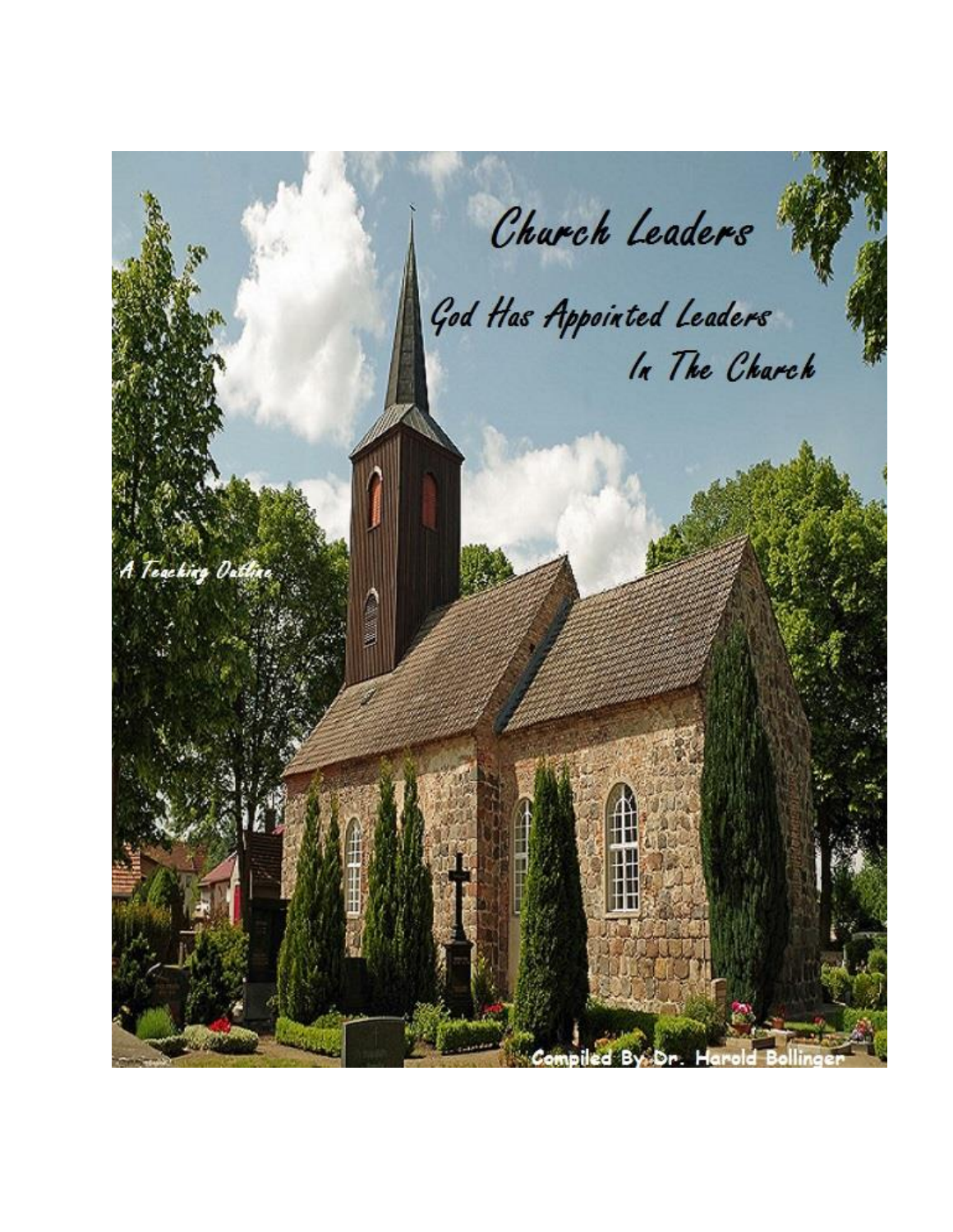# Church Leaders

## God Has Appointed Leaders In The Church

A Teaching Outline

Compiled By Dr. Harold Bollinger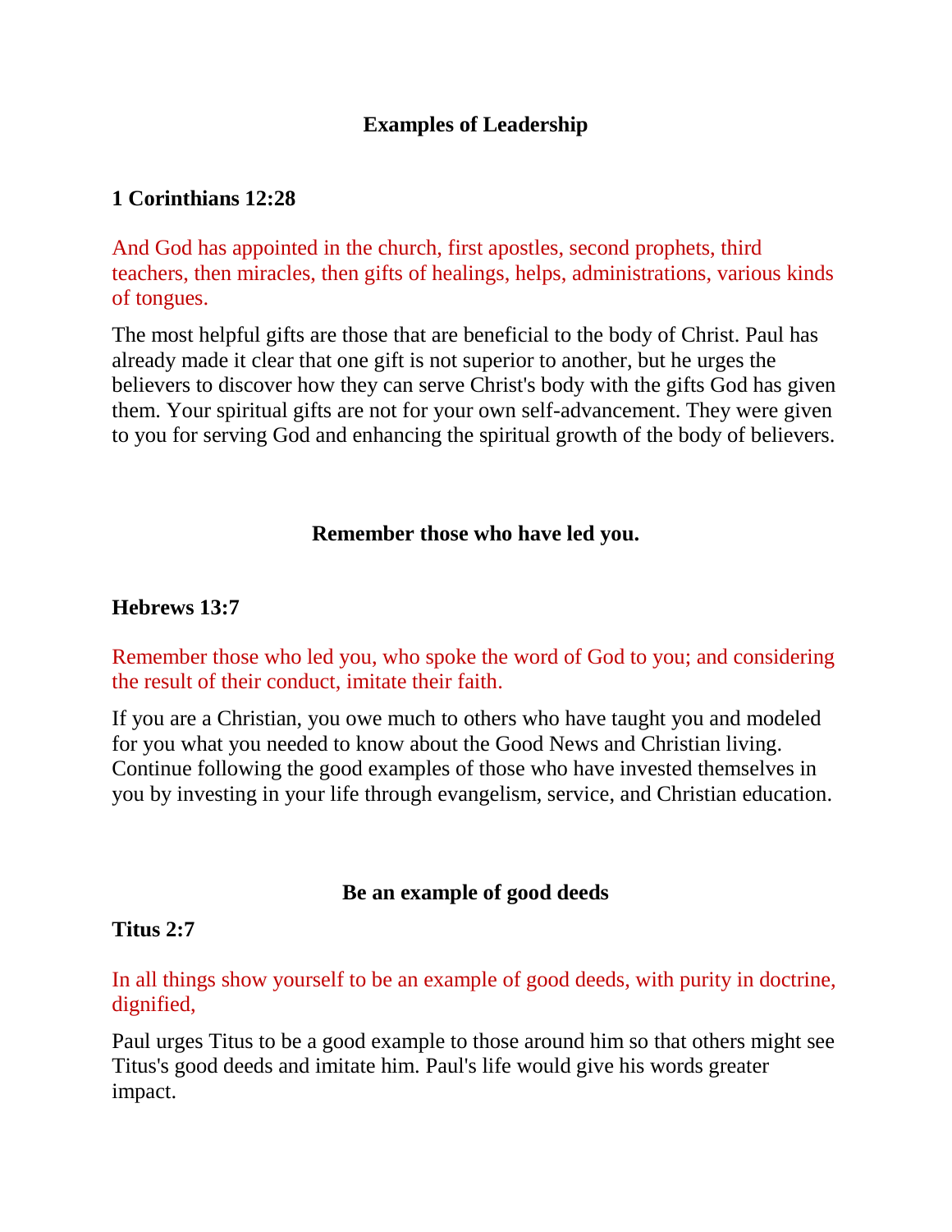## Examples of Leadership

**1 Corinthians 12:28**

And God has appointed in the church, first apostles, second prophets, third teachers, then miracles, then gifts of healings, helps, administrations, various kinds of tongues.

The most helpful gifts are those that are beneficial to the body of Christ. Paul has already made it clear that one gift is not superior to another, but he urges the believers to discover how they can serve Christ's body with the gifts God has given them. Your spiritual gifts are not for your own self-advancement. They were given to you for serving God and enhancing the spiritual growth of the body of believers.

## Remember those who have led you.

**Hebrews 13:7**

Remember those who led you, who spoke the word of God to you; and considering the result of their conduct, imitate their faith.

If you are a Christian, you owe much to others who have taught you and modeled for you what you needed to know about the Good News and Christian living. Continue following the good examples of those who have invested themselves in you by investing in your life through evangelism, service, and Christian education.

## Be an example of good deeds

**Titus 2:7**

In all things show yourself to be an example of good deeds, with purity in doctrine, dignified,

Paul urges Titus to be a good example to those around him so that others might see Titus's good deeds and imitate him. Paul's life would give his words greater impact.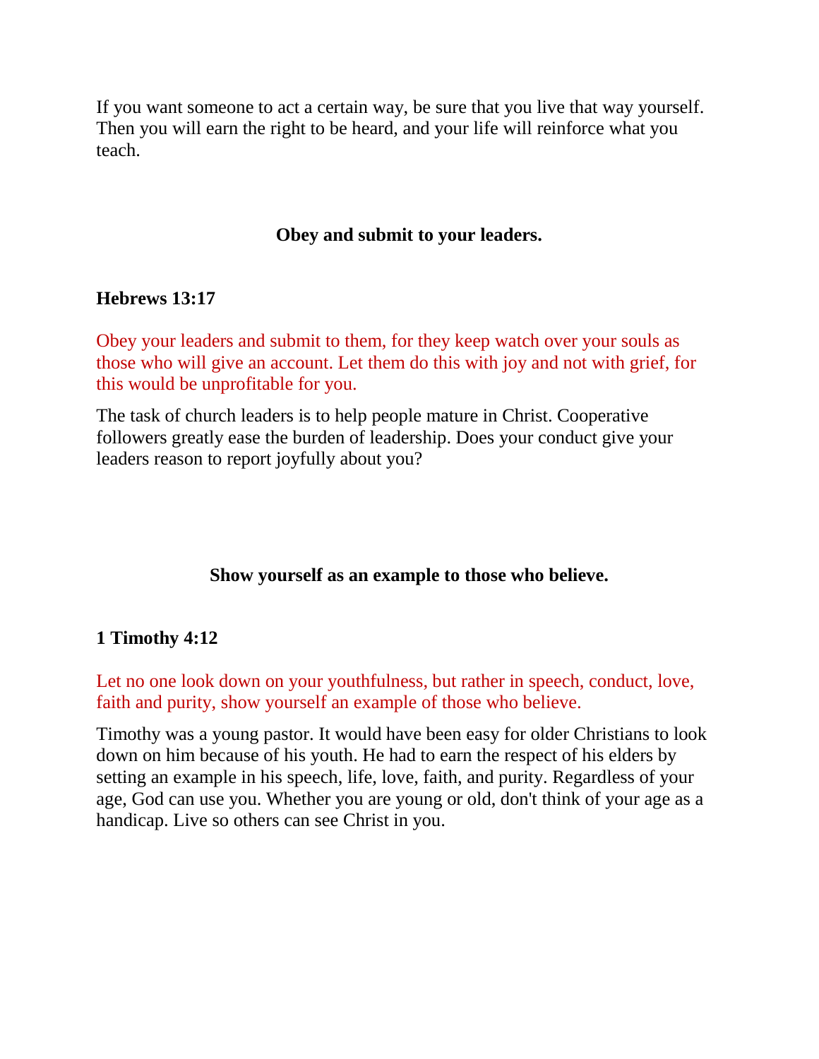If you want someone to act a certain way, be sure that you live that way yourself. Then you will earn the right to be heard, and your life will reinforce what you teach.

**Obey and submit to your leaders.**

**Hebrews 13:17**

Obey your leaders and submit to them, for they keep watch over your souls as those who will give an account. Let them do this with joy and not with grief, for this would be unprofitable for you.

The task of church leaders is to help people mature in Christ. Cooperative followers greatly ease the burden of leadership. Does your conduct give your leaders reason to report joyfully about you?

**Show yourself as an example to those who believe.**

**1 Timothy 4:12**

Let no one look down on your youthfulness, but rather in speech, conduct, love, faith and purity, show yourself an example of those who believe.

Timothy was a young pastor. It would have been easy for older Christians to look down on him because of his youth. He had to earn the respect of his elders by setting an example in his speech, life, love, faith, and purity. Regardless of your age, God can use you. Whether you are young or old, don't think of your age as a handicap. Live so others can see Christ in you.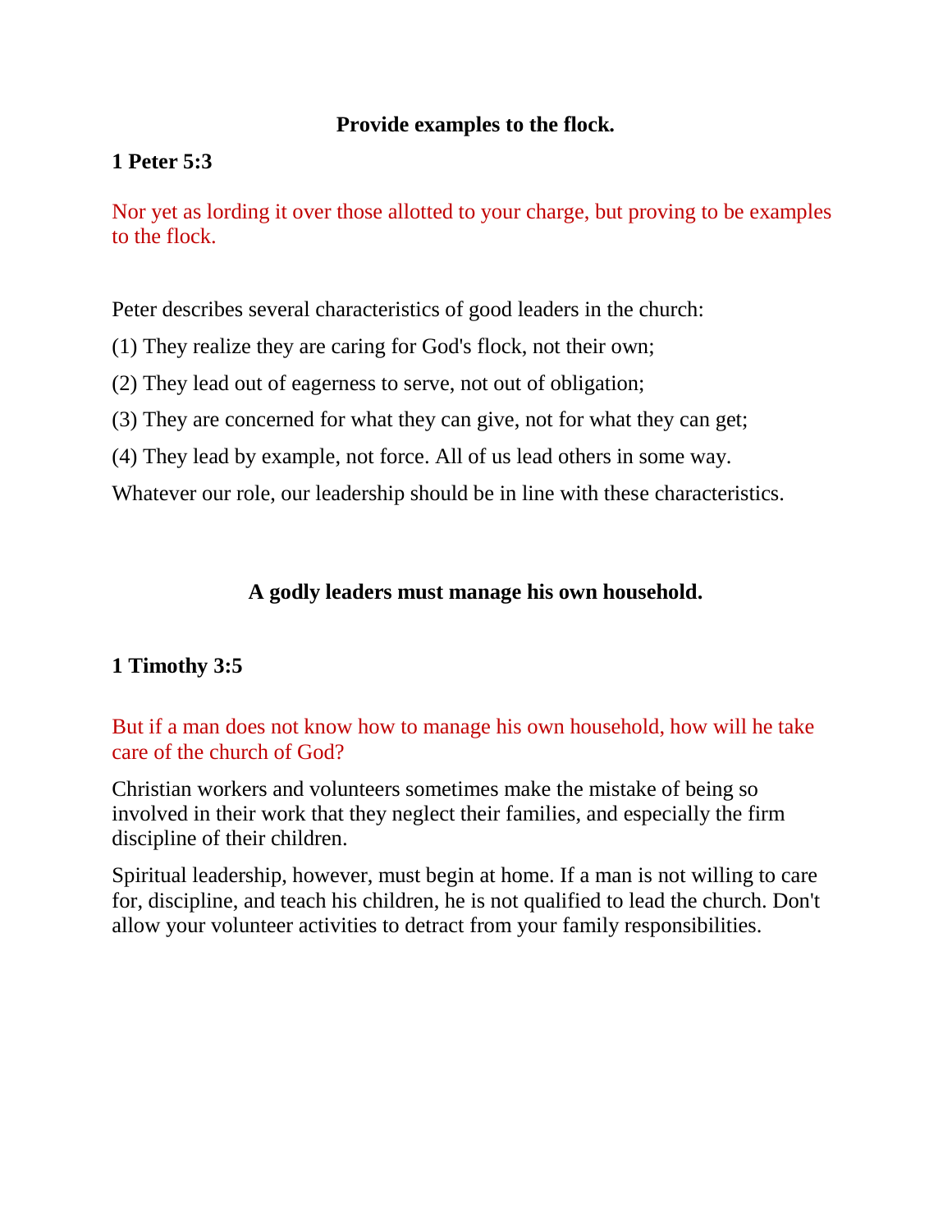## Provide examples to the flock.

**1 Peter 5:3**

Nor yet as lording it over those allotted to your charge, but proving to be examples to the flock.

Peter describes several characteristics of good leaders in the church:

(1) They realize they are caring for God's flock, not their own;

(2) They lead out of eagerness to serve, not out of obligation;

(3) They are concerned for what they can give, not for what they can get;

(4) They lead by example, not force. All of us lead others in some way.

Whatever our role, our leadership should be in line with these characteristics.

## A godly leaders must manage his own household.

**1 Timothy 3:5**

But if a man does not know how to manage his own household, how will he take care of the church of God?

Christian workers and volunteers sometimes make the mistake of being so involved in their work that they neglect their families, and especially the firm discipline of their children.

Spiritual leadership, however, must begin at home. If a man is not willing to care for, discipline, and teach his children, he is not qualified to lead the church. Don't allow your volunteer activities to detract from your family responsibilities.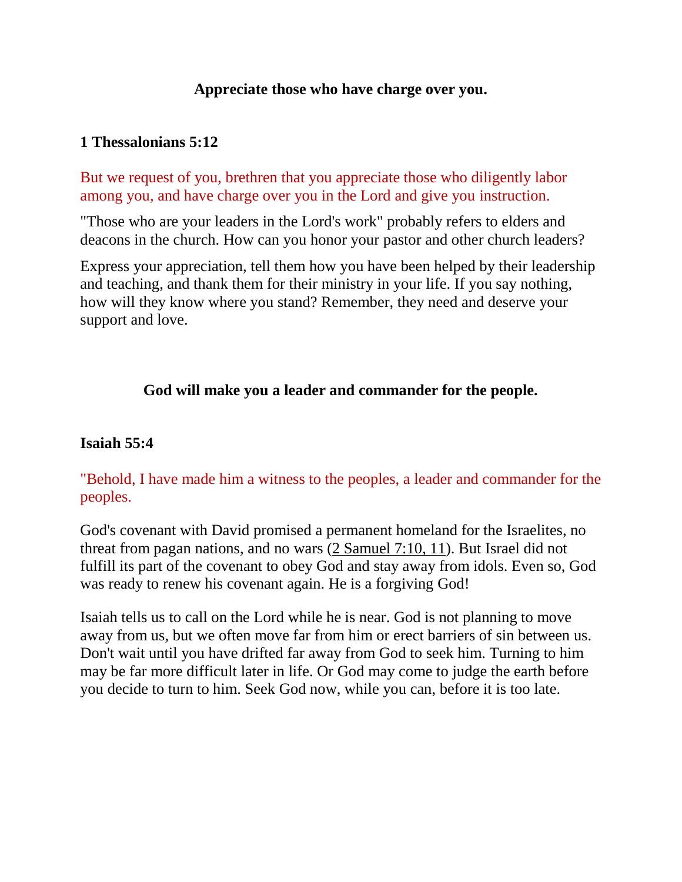**Appreciate those who have charge over you.**

**1 Thessalonians 5:12**

But we request of you, brethren that you appreciate those who diligently labor among you, and have charge over you in the Lord and give you instruction.

"Those who are your leaders in the Lord's work" probably refers to elders and deacons in the church. How can you honor your pastor and other church leaders?

Express your appreciation, tell them how you have been helped by their leadership and teaching, and thank them for their ministry in your life. If you say nothing, how will they know where you stand? Remember, they need and deserve your support and love.

**God will make you a leader and commander for the people.**

**Isaiah 55:4**

"Behold, I have made him a witness to the peoples, a leader and commander for the peoples.

God's covenant with David promised a permanent homeland for the Israelites, no threat from pagan nations, and no wars (2 Samuel 7:10, 11). But Israel did not fulfill its part of the covenant to obey God and stay away from idols. Even so, God was ready to renew his covenant again. He is a forgiving God!

Isaiah tells us to call on the Lord while he is near. God is not planning to move away from us, but we often move far from him or erect barriers of sin between us. Don't wait until you have drifted far away from God to seek him. Turning to him may be far more difficult later in life. Or God may come to judge the earth before you decide to turn to him. Seek God now, while you can, before it is too late.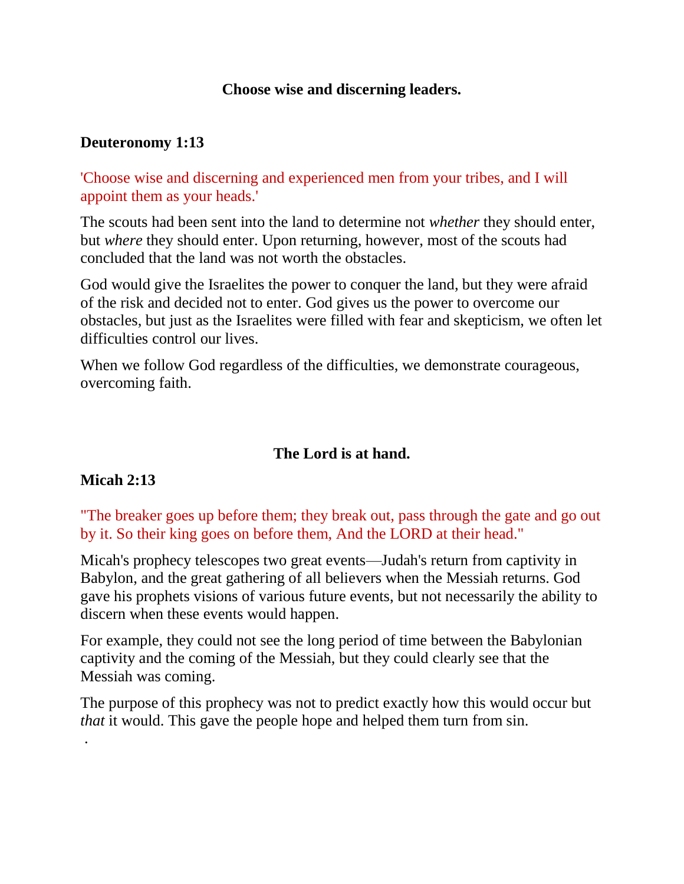## Choose wise and discerning leaders.

**Deuteronomy 1:13**

'Choose wise and discerning and experienced men from your tribes, and I will appoint them as your heads.'

The scouts had been sent into the land to determine not *whether* they should enter, but *where* they should enter. Upon returning, however, most of the scouts had concluded that the land was not worth the obstacles.

God would give the Israelites the power to conquer the land, but they were afraid of the risk and decided not to enter. God gives us the power to overcome our obstacles, but just as the Israelites were filled with fear and skepticism, we often let difficulties control our lives.

When we follow God regardless of the difficulties, we demonstrate courageous, overcoming faith.

## The Lord is at hand.

**Micah 2:13**

"The breaker goes up before them; they break out, pass through the gate and go out by it. So their king goes on before them, And the LORD at their head."

Micah's prophecy telescopes two great events—Judah's return from captivity in Babylon, and the great gathering of all believers when the Messiah returns. God gave his prophets visions of various future events, but not necessarily the ability to discern when these events would happen.

For example, they could not see the long period of time between the Babylonian captivity and the coming of the Messiah, but they could clearly see that the Messiah was coming.

The purpose of this prophecy was not to predict exactly how this would occur but *that* it would. This gave the people hope and helped them turn from sin.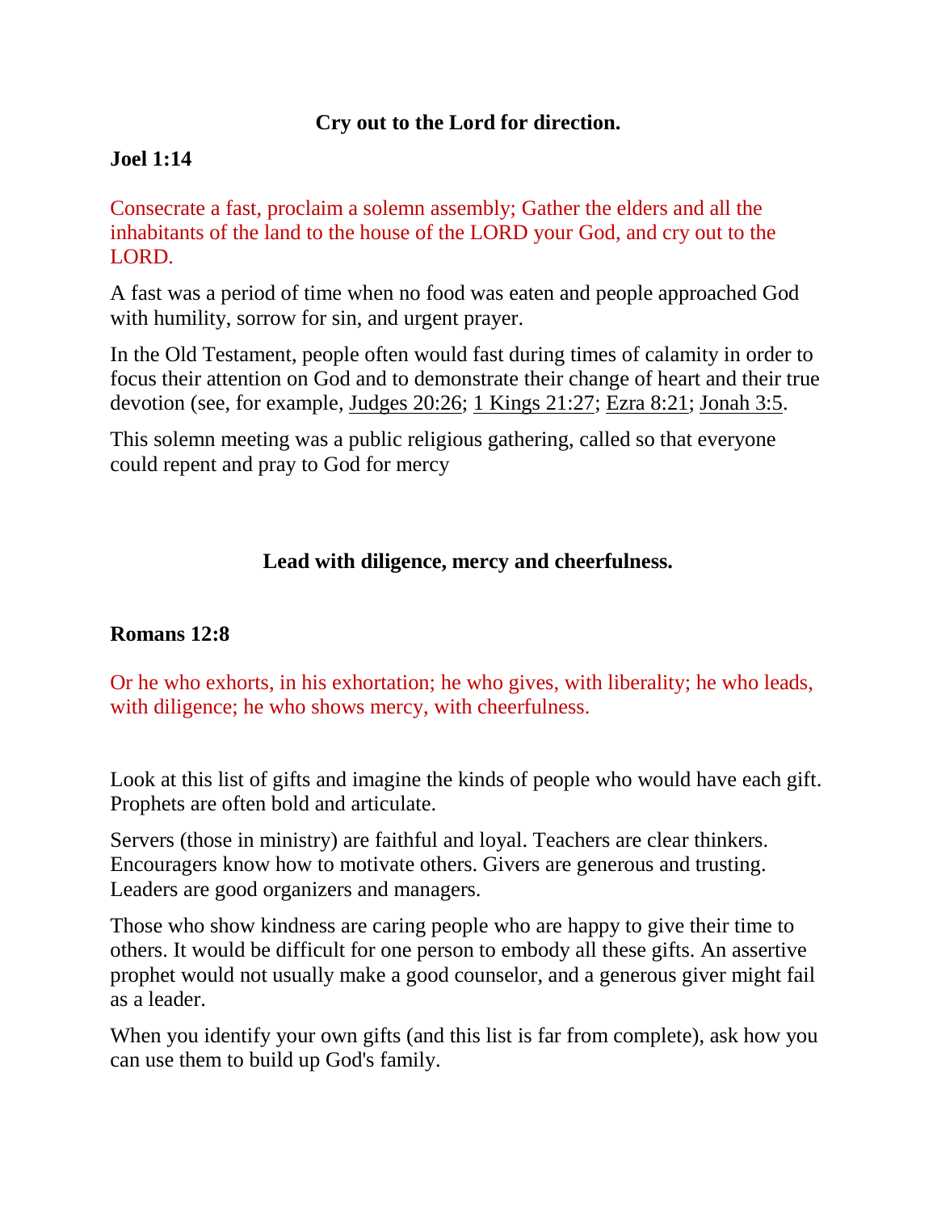## Cry out to the Lord for direction.

**Joel 1:14**

Consecrate a fast, proclaim a solemn assembly; Gather the elders and all the inhabitants of the land to the house of the LORD your God, and cry out to the LORD.

A fast was a period of time when no food was eaten and people approached God with humility, sorrow for sin, and urgent prayer.

In the Old Testament, people often would fast during times of calamity in order to focus their attention on God and to demonstrate their change of heart and their true devotion (see, for example, Judges 20:26; 1 Kings 21:27; Ezra 8:21; Jonah 3:5.

This solemn meeting was a public religious gathering, called so that everyone could repent and pray to God for mercy

## Lead with diligence, mercy and cheerfulness.

**Romans 12:8**

Or he who exhorts, in his exhortation; he who gives, with liberality; he who leads, with diligence; he who shows mercy, with cheerfulness.

Look at this list of gifts and imagine the kinds of people who would have each gift. Prophets are often bold and articulate.

Servers (those in ministry) are faithful and loyal. Teachers are clear thinkers. Encouragers know how to motivate others. Givers are generous and trusting. Leaders are good organizers and managers.

Those who show kindness are caring people who are happy to give their time to others. It would be difficult for one person to embody all these gifts. An assertive prophet would not usually make a good counselor, and a generous giver might fail as a leader.

When you identify your own gifts (and this list is far from complete), ask how you can use them to build up God's family.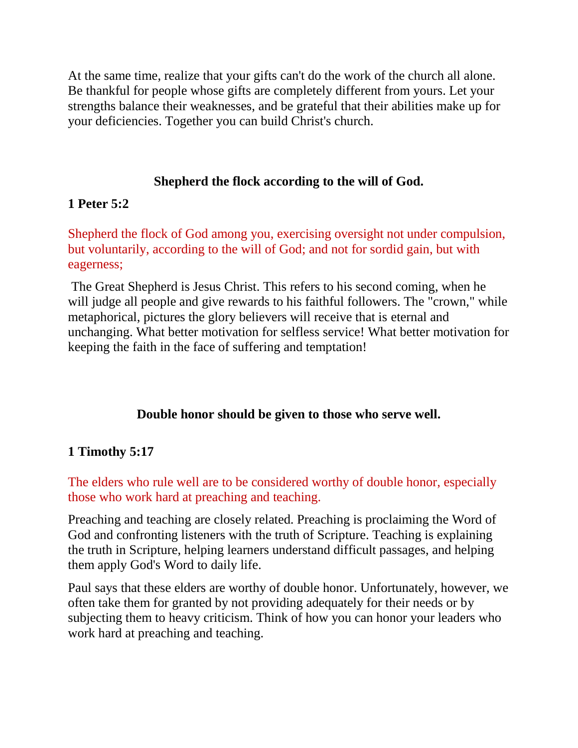At the same time, realize that your gifts can't do the work of the church all alone. Be thankful for people whose gifts are completely different from yours. Let your strengths balance their weaknesses, and be grateful that their abilities make up for your deficiencies. Together you can build Christ's church.

### Shepherd the flock according to the will of God.

**1 Peter 5:2**

Shepherd the flock of God among you, exercising oversight not under compulsion, but voluntarily, according to the will of God; and not for sordid gain, but with eagerness;

The Great Shepherd is Jesus Christ. This refers to his second coming, when he will judge all people and give rewards to his faithful followers. The "crown," while metaphorical, pictures the glory believers will receive that is eternal and unchanging. What better motivation for selfless service! What better motivation for keeping the faith in the face of suffering and temptation!

### Double honor should be given to those who serve well.

**1 Timothy 5:17**

The elders who rule well are to be considered worthy of double honor, especially those who work hard at preaching and teaching.

Preaching and teaching are closely related. Preaching is proclaiming the Word of God and confronting listeners with the truth of Scripture. Teaching is explaining the truth in Scripture, helping learners understand difficult passages, and helping them apply God's Word to daily life.

Paul says that these elders are worthy of double honor. Unfortunately, however, we often take them for granted by not providing adequately for their needs or by subjecting them to heavy criticism. Think of how you can honor your leaders who work hard at preaching and teaching.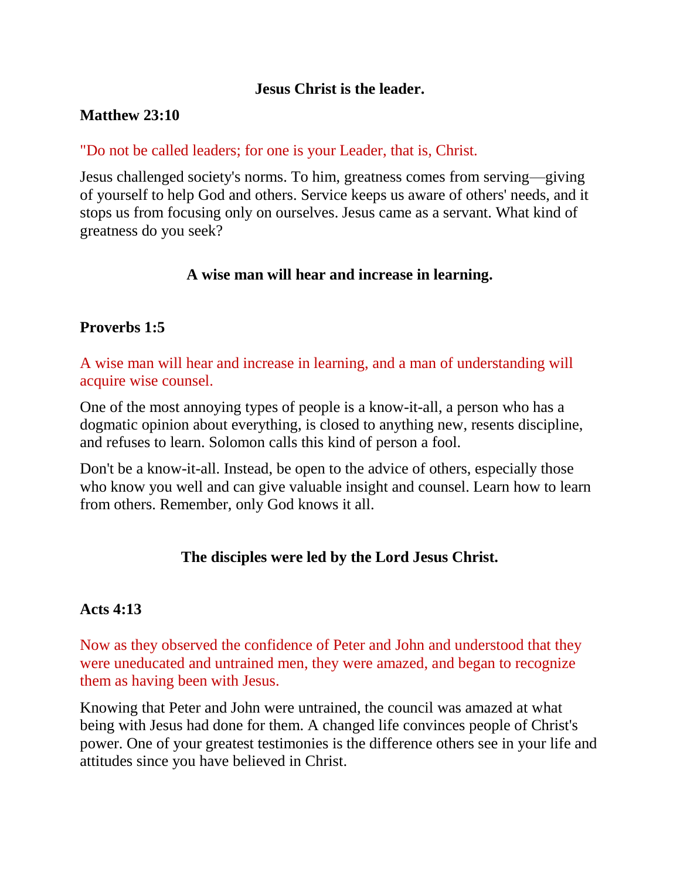**Jesus Christ is the leader.**

**Matthew 23:10**

"Do not be called leaders; for one is your Leader, that is, Christ.

Jesus challenged society's norms. To him, greatness comes from serving—giving of yourself to help God and others. Service keeps us aware of others' needs, and it stops us from focusing only on ourselves. Jesus came as a servant. What kind of greatness do you seek?

**A wise man will hear and increase in learning.**

**Proverbs 1:5**

A wise man will hear and increase in learning, and a man of understanding will acquire wise counsel.

One of the most annoying types of people is a know-it-all, a person who has a dogmatic opinion about everything, is closed to anything new, resents discipline, and refuses to learn. Solomon calls this kind of person a fool.

Don't be a know-it-all. Instead, be open to the advice of others, especially those who know you well and can give valuable insight and counsel. Learn how to learn from others. Remember, only God knows it all.

**The disciples were led by the Lord Jesus Christ.**

**Acts 4:13**

Now as they observed the confidence of Peter and John and understood that they were uneducated and untrained men, they were amazed, and began to recognize them as having been with Jesus.

Knowing that Peter and John were untrained, the council was amazed at what being with Jesus had done for them. A changed life convinces people of Christ's power. One of your greatest testimonies is the difference others see in your life and attitudes since you have believed in Christ.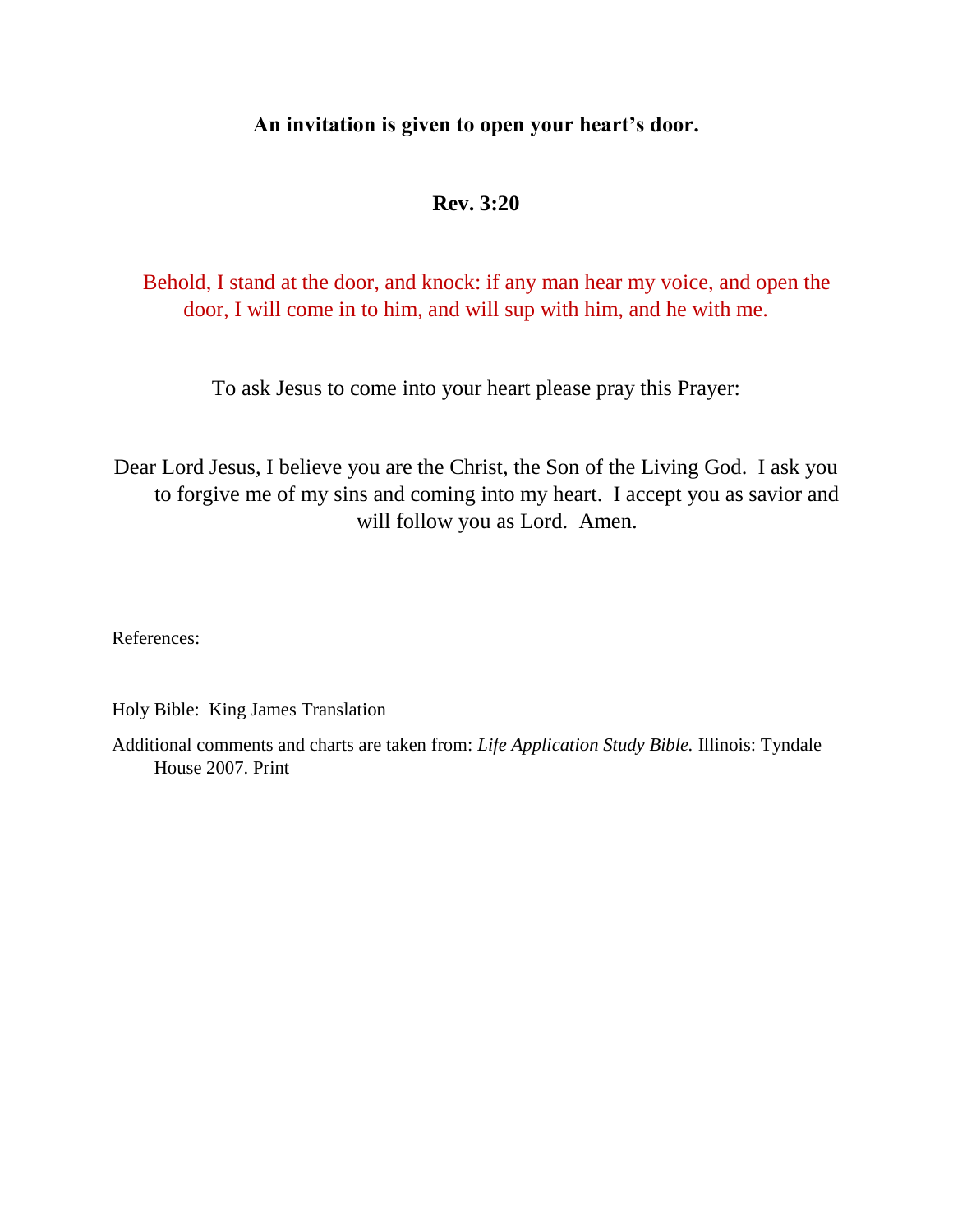**An invitation is given to open your heart's door.**

**Rev. 3:20**

Behold, I stand at the door, and knock: if any man hear my voice, and open the door, I will come in to him, and will sup with him, and he with me.

To ask Jesus to come into your heart please pray this Prayer:

Dear Lord Jesus, I believe you are the Christ, the Son of the Living God. I ask you to forgive me of my sins and coming into my heart. I accept you as savior and will follow you as Lord. Amen.

References:

Holy Bible: King James Translation

Additional comments and charts are taken from: *Life Application Study Bible.* Illinois: Tyndale House 2007. Print